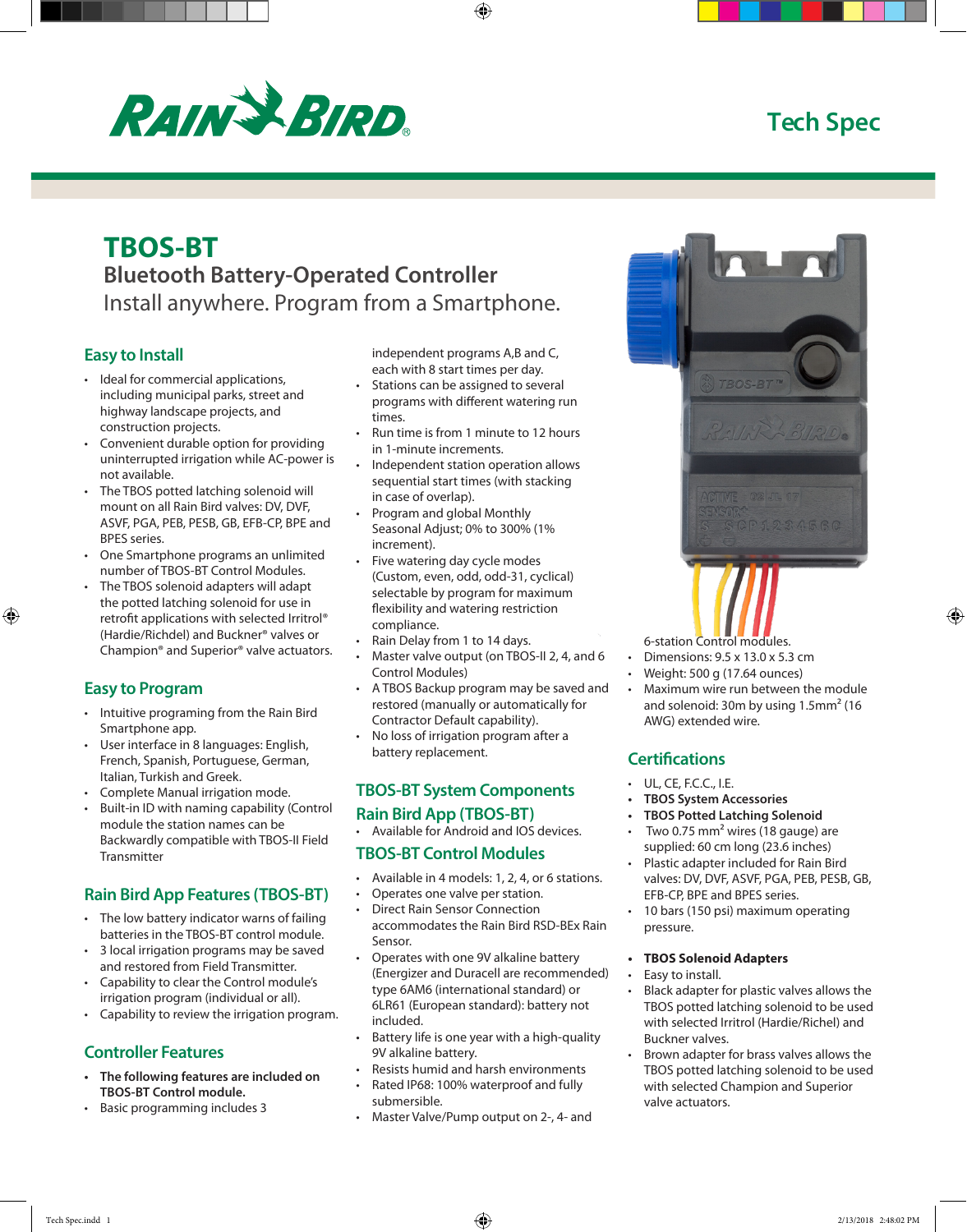Tech Spec

# TBOS-BT

## Bluetooth Battery-Operated Controller

Install anywhere. Program from a Smartphone.

### Easy to Install

- Ideal for commercial applications, including municipal parks, street and highway landscape projects, and construction projects.
- Convenient durable option for providing uninterrupted irrigation while AC-power is not available.
- The TBOS potted latching solenoid will mount on all Rain Bird valves: DV, DVF, ASVF, PGA, PEB, PESB, GB, EFB-CP, BPE and BPES series.
- One Smartphone programs an unlimited number of TBOS-BT Control Modules.
- The TBOS solenoid adapters will adapt the potted latching solenoid for use in retrofit applications with selected Irritrol® (Hardie/Richdel) and Buckner® valves or Champion® and Superior® valve actuators.

### Easy to Program

- Intuitive programing from the Rain Bird Smartphone app.
- User interface in 8 languages: English, French, Spanish, Portuguese, German, Italian, Turkish and Greek.
- Complete Manual irrigation mode.
- Built-in ID with naming capability (Control module the station names can be Backwardly compatible with TBOS-II Field Transmitter

### Rain Bird App Features (TBOS-BT)

- The low battery indicator warns of failing batteries in the TBOS-BT control module.
- 3 local irrigation programs may be saved and restored from Field Transmitter.
- Capability to clear the Control module's irrigation program (individual or all).
- Capability to review the irrigation program.

### Controller Features

- **The following features are included on TBOS-BT Control module.**
- Basic programming includes 3 independent programs A,B and C, each with 8 start times per day.
- Stations can be assigned to several programs with different watering run times.
- Run time is from 1 minute to 12 hours in 1-minute increments.
- Independent station operation allows sequential start times (with stacking in case of overlap).
- Program and global Monthly Seasonal Adjust; 0% to 300% (1% increment).
- Five watering day cycle modes (Custom, even, odd, odd-31, cyclical) selectable by program for maximum flexibility and watering restriction compliance.
- Rain Delay from 1 to 14 days.
- Master valve output (on TBOS-II 2, 4, and 6 Control Modules)
- A TBOS Backup program may be saved and restored (manually or automatically for Contractor Default capability).
- No loss of irrigation program after a battery replacement.

### TBOS-BT System Components

### Rain Bird App (TBOS-BT)

- Available for Android and IOS devices.

### TBOS-BT Control Modules

- Available in 4 models: 1, 2, 4, or 6 stations.
- Operates one valve per station.
- Direct Rain Sensor Connection accommodates the Rain Bird RSD-BEx Rain Sensor.
- Operates with one 9V alkaline battery (Energizer and Duracell are recommended) type 6AM6 (international standard) or 6LR61 (European standard): battery not included.
- Battery life is one year with a high-quality 9V alkaline battery.
- Resists humid and harsh environments
- Rated IP68: 100% waterproof and fully submersible.
- Master Valve/Pump output on 2-, 4- and 6-station Control modules.
- Dimensions: 9.5 x 13.0 x 5.3 cm
- Weight: 500 g (17.64 ounces)
- Maximum wire run between the module and solenoid: 30m by using 1.5mm$^2$ (16 AWG) extended wire.

### Certifications

- UL, CE, F.C.C., I.E.
- **TBOS System Accessories**
- **TBOS Potted Latching Solenoid**
- Two 0.75 mm$^2$ wires (18 gauge) are supplied: 60 cm long (23.6 inches)
- Plastic adapter included for Rain Bird valves: DV, DVF, ASVF, PGA, PEB, PESB, GB, EFB-CP, BPE and BPES series.
- 10 bars (150 psi) maximum operating pressure.

- **TBOS Solenoid Adapters**
- Easy to install.
- Black adapter for plastic valves allows the TBOS potted latching solenoid to be used with selected Irritrol (Hardie/Richel) and Buckner valves.
- Brown adapter for brass valves allows the TBOS potted latching solenoid to be used with selected Champion and Superior valve actuators.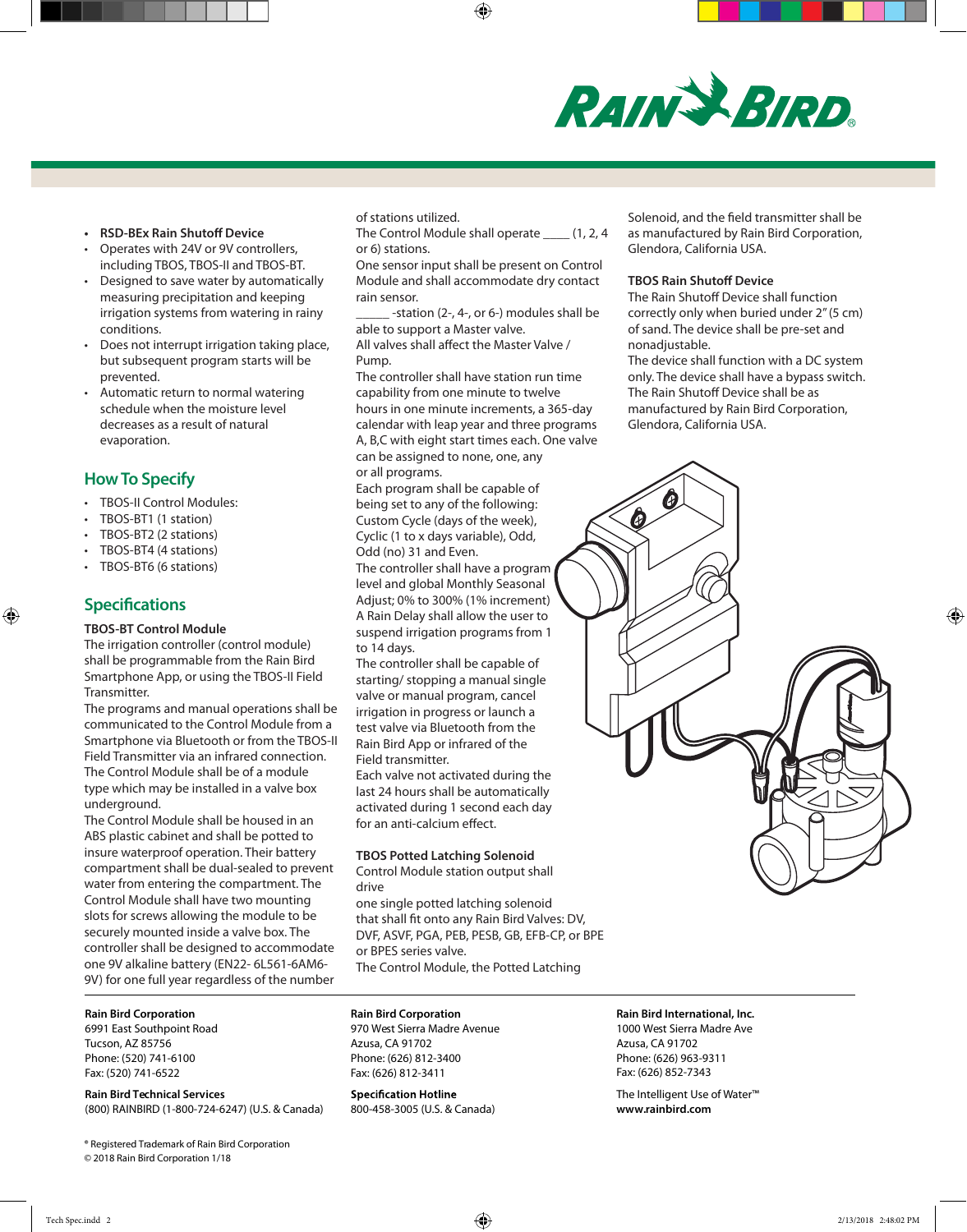- **RSD-BEx Rain Shutoff Device**
- Operates with 24V or 9V controllers, including TBOS, TBOS-II and TBOS-BT.
- Designed to save water by automatically measuring precipitation and keeping irrigation systems from watering in rainy conditions.
- Does not interrupt irrigation taking place, but subsequent program starts will be prevented.
- Automatic return to normal watering schedule when the moisture level decreases as a result of natural evaporation.

## How To Specify

- TBOS-II Control Modules:
- TBOS-BT1 (1 station)
- TBOS-BT2 (2 stations)
- TBOS-BT4 (4 stations)
- TBOS-BT6 (6 stations)

## Specifications

### TBOS-BT Control Module

The irrigation controller (control module) shall be programmable from the Rain Bird Smartphone App, or using the TBOS-II Field Transmitter.

The programs and manual operations shall be communicated to the Control Module from a Smartphone via Bluetooth or from the TBOS-II Field Transmitter via an infrared connection.

The Control Module shall be of a module type which may be installed in a valve box underground.

The Control Module shall be housed in an ABS plastic cabinet and shall be potted to insure waterproof operation. Their battery compartment shall be dual-sealed to prevent water from entering the compartment. The Control Module shall have two mounting slots for screws allowing the module to be securely mounted inside a valve box. The controller shall be designed to accommodate one 9V alkaline battery (EN22- 6L561-6AM6-9V) for one full year regardless of the number of stations utilized.

The Control Module shall operate ____ (1, 2, 4 or 6) stations.

One sensor input shall be present on Control Module and shall accommodate dry contact rain sensor.

_____ -station (2-, 4-, or 6-) modules shall be able to support a Master valve.

All valves shall affect the Master Valve / Pump.

The controller shall have station run time capability from one minute to twelve hours in one minute increments, a 365-day calendar with leap year and three programs A, B,C with eight start times each. One valve can be assigned to none, one, any or all programs.

Each program shall be capable of being set to any of the following: Custom Cycle (days of the week), Cyclic (1 to x days variable), Odd, Odd (no) 31 and Even.

The controller shall have a program level and global Monthly Seasonal Adjust; 0% to 300% (1% increment)

A Rain Delay shall allow the user to suspend irrigation programs from 1 to 14 days.

The controller shall be capable of starting/ stopping a manual single valve or manual program, cancel irrigation in progress or launch a test valve via Bluetooth from the Rain Bird App or infrared of the Field transmitter.

Each valve not activated during the last 24 hours shall be automatically activated during 1 second each day for an anti-calcium effect.

### TBOS Potted Latching Solenoid

Control Module station output shall drive

one single potted latching solenoid that shall fit onto any Rain Bird Valves: DV, DVF, ASVF, PGA, PEB, PESB, GB, EFB-CP, or BPE or BPES series valve.

The Control Module, the Potted Latching Solenoid, and the field transmitter shall be as manufactured by Rain Bird Corporation, Glendora, California USA.

### TBOS Rain Shutoff Device

The Rain Shutoff Device shall function correctly only when buried under 2" (5 cm) of sand. The device shall be pre-set and nonadjustable.

The device shall function with a DC system only. The device shall have a bypass switch.

The Rain Shutoff Device shall be as manufactured by Rain Bird Corporation, Glendora, California USA.

---

**Rain Bird Corporation**
6991 East Southpoint Road
Tucson, AZ 85756
Phone: (520) 741-6100
Fax: (520) 741-6522

**Rain Bird Technical Services**
(800) RAINBIRD (1-800-724-6247) (U.S. & Canada)

**Rain Bird Corporation**
970 West Sierra Madre Avenue
Azusa, CA 91702
Phone: (626) 812-3400
Fax: (626) 812-3411

**Specification Hotline**
800-458-3005 (U.S. & Canada)

**Rain Bird International, Inc.**
1000 West Sierra Madre Ave
Azusa, CA 91702
Phone: (626) 963-9311
Fax: (626) 852-7343

The Intelligent Use of Water™
**www.rainbird.com**

® Registered Trademark of Rain Bird Corporation
© 2018 Rain Bird Corporation 1/18